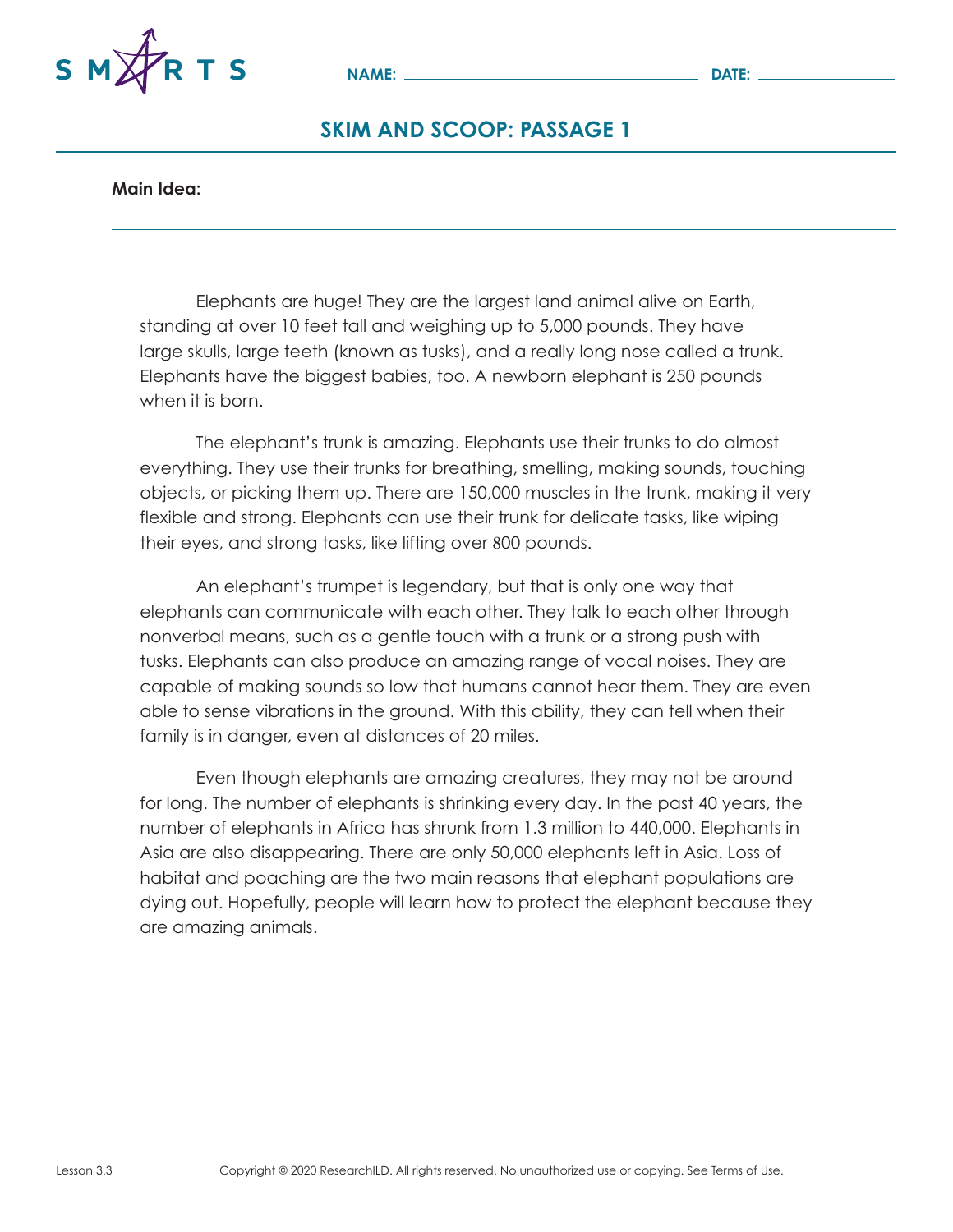NAME: ______________________ DATE: ____________

# SKIM AND SCOOP: PASSAGE 1

**Main Idea:**

---

Elephants are huge! They are the largest land animal alive on Earth, standing at over 10 feet tall and weighing up to 5,000 pounds. They have large skulls, large teeth (known as tusks), and a really long nose called a trunk. Elephants have the biggest babies, too. A newborn elephant is 250 pounds when it is born.

The elephant's trunk is amazing. Elephants use their trunks to do almost everything. They use their trunks for breathing, smelling, making sounds, touching objects, or picking them up. There are 150,000 muscles in the trunk, making it very flexible and strong. Elephants can use their trunk for delicate tasks, like wiping their eyes, and strong tasks, like lifting over 800 pounds.

An elephant's trumpet is legendary, but that is only one way that elephants can communicate with each other. They talk to each other through nonverbal means, such as a gentle touch with a trunk or a strong push with tusks. Elephants can also produce an amazing range of vocal noises. They are capable of making sounds so low that humans cannot hear them. They are even able to sense vibrations in the ground. With this ability, they can tell when their family is in danger, even at distances of 20 miles.

Even though elephants are amazing creatures, they may not be around for long. The number of elephants is shrinking every day. In the past 40 years, the number of elephants in Africa has shrunk from 1.3 million to 440,000. Elephants in Asia are also disappearing. There are only 50,000 elephants left in Asia. Loss of habitat and poaching are the two main reasons that elephant populations are dying out. Hopefully, people will learn how to protect the elephant because they are amazing animals.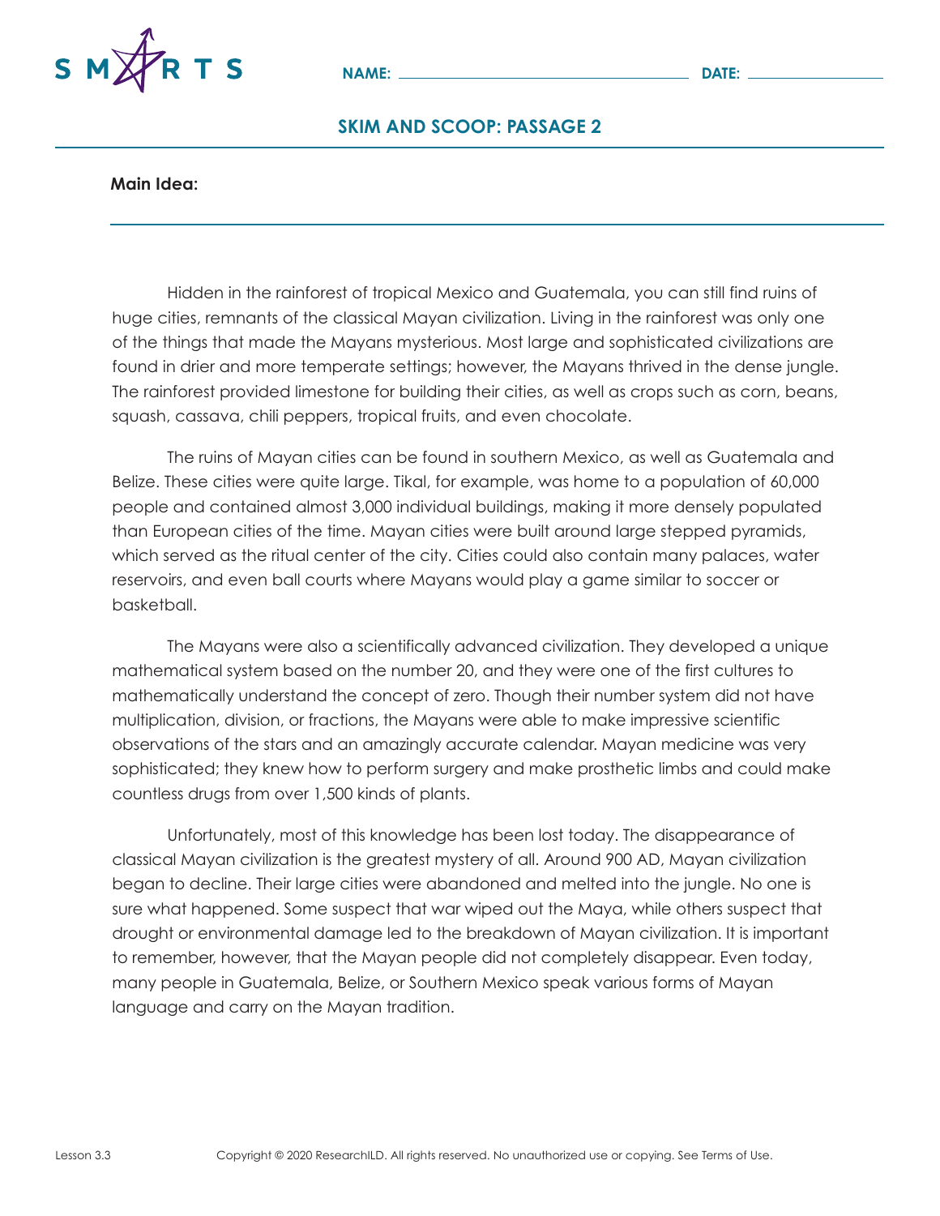NAME: ______________________ DATE: ____________

## SKIM AND SCOOP: PASSAGE 2

**Main Idea:**

---

Hidden in the rainforest of tropical Mexico and Guatemala, you can still find ruins of huge cities, remnants of the classical Mayan civilization. Living in the rainforest was only one of the things that made the Mayans mysterious. Most large and sophisticated civilizations are found in drier and more temperate settings; however, the Mayans thrived in the dense jungle. The rainforest provided limestone for building their cities, as well as crops such as corn, beans, squash, cassava, chili peppers, tropical fruits, and even chocolate.

The ruins of Mayan cities can be found in southern Mexico, as well as Guatemala and Belize. These cities were quite large. Tikal, for example, was home to a population of 60,000 people and contained almost 3,000 individual buildings, making it more densely populated than European cities of the time. Mayan cities were built around large stepped pyramids, which served as the ritual center of the city. Cities could also contain many palaces, water reservoirs, and even ball courts where Mayans would play a game similar to soccer or basketball.

The Mayans were also a scientifically advanced civilization. They developed a unique mathematical system based on the number 20, and they were one of the first cultures to mathematically understand the concept of zero. Though their number system did not have multiplication, division, or fractions, the Mayans were able to make impressive scientific observations of the stars and an amazingly accurate calendar. Mayan medicine was very sophisticated; they knew how to perform surgery and make prosthetic limbs and could make countless drugs from over 1,500 kinds of plants.

Unfortunately, most of this knowledge has been lost today. The disappearance of classical Mayan civilization is the greatest mystery of all. Around 900 AD, Mayan civilization began to decline. Their large cities were abandoned and melted into the jungle. No one is sure what happened. Some suspect that war wiped out the Maya, while others suspect that drought or environmental damage led to the breakdown of Mayan civilization. It is important to remember, however, that the Mayan people did not completely disappear. Even today, many people in Guatemala, Belize, or Southern Mexico speak various forms of Mayan language and carry on the Mayan tradition.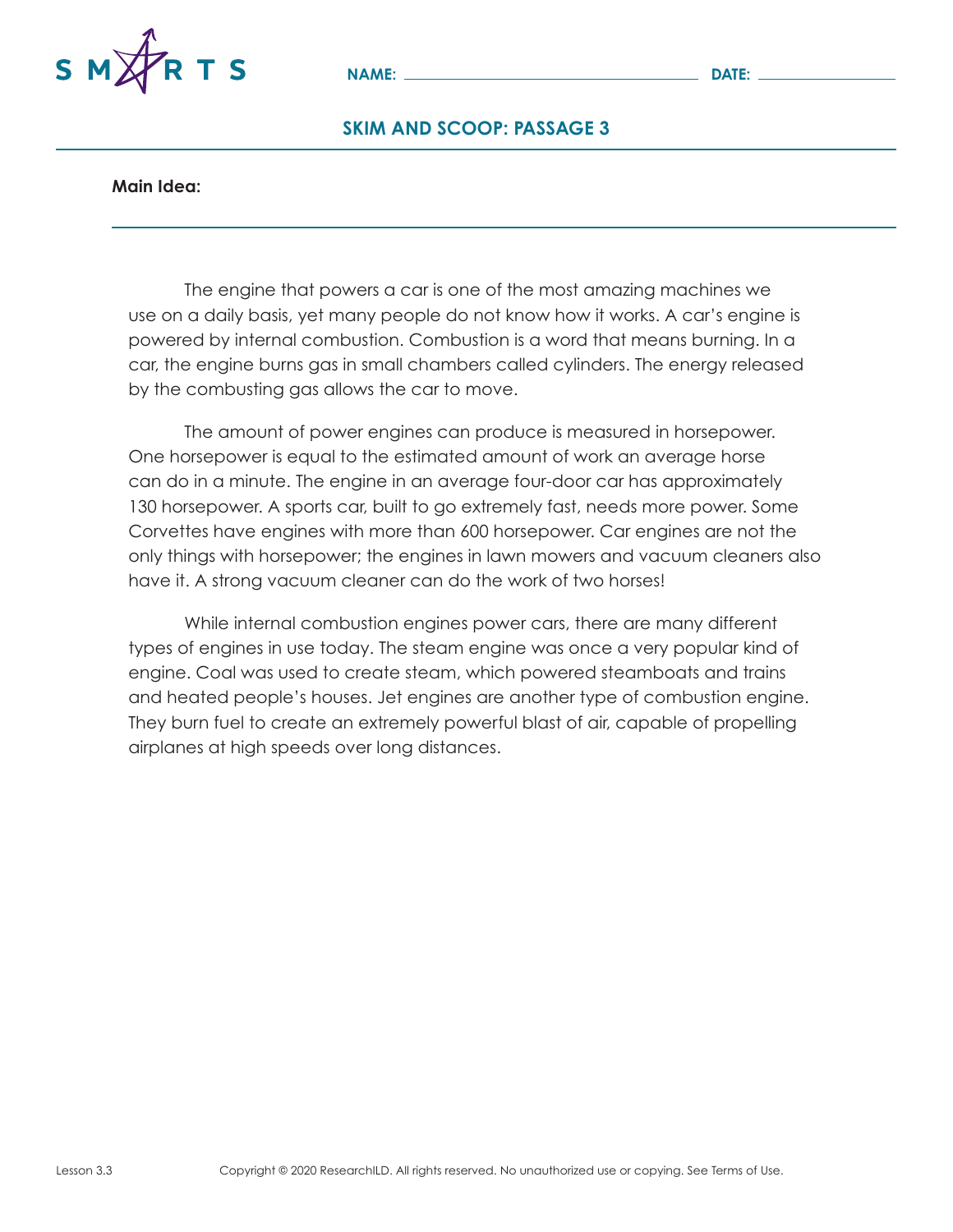NAME: ______________________ DATE: ____________

## SKIM AND SCOOP: PASSAGE 3

**Main Idea:**

---

The engine that powers a car is one of the most amazing machines we use on a daily basis, yet many people do not know how it works. A car's engine is powered by internal combustion. Combustion is a word that means burning. In a car, the engine burns gas in small chambers called cylinders. The energy released by the combusting gas allows the car to move.

The amount of power engines can produce is measured in horsepower. One horsepower is equal to the estimated amount of work an average horse can do in a minute. The engine in an average four-door car has approximately 130 horsepower. A sports car, built to go extremely fast, needs more power. Some Corvettes have engines with more than 600 horsepower. Car engines are not the only things with horsepower; the engines in lawn mowers and vacuum cleaners also have it. A strong vacuum cleaner can do the work of two horses!

While internal combustion engines power cars, there are many different types of engines in use today. The steam engine was once a very popular kind of engine. Coal was used to create steam, which powered steamboats and trains and heated people's houses. Jet engines are another type of combustion engine. They burn fuel to create an extremely powerful blast of air, capable of propelling airplanes at high speeds over long distances.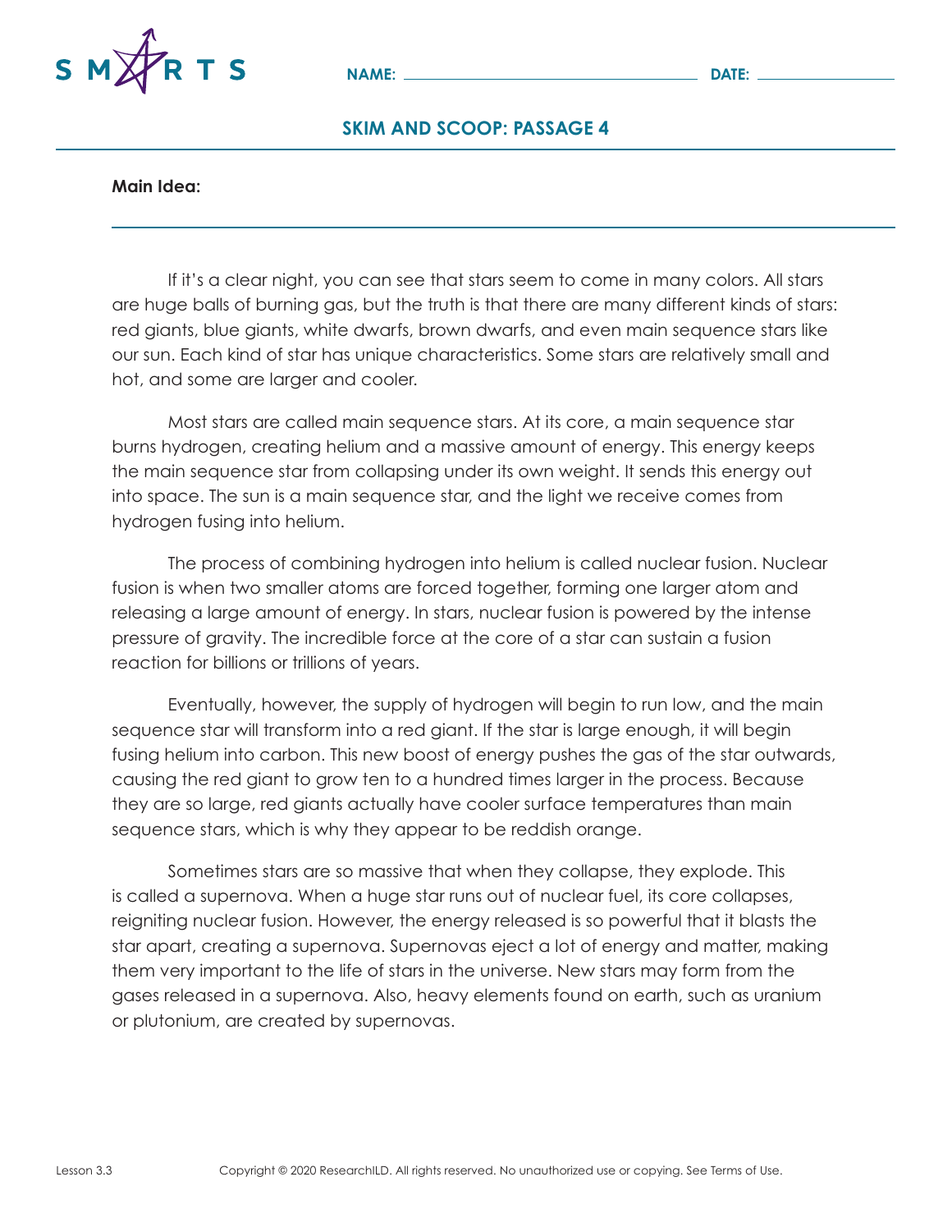NAME: DATE:

## SKIM AND SCOOP: PASSAGE 4

**Main Idea:**

If it's a clear night, you can see that stars seem to come in many colors. All stars are huge balls of burning gas, but the truth is that there are many different kinds of stars: red giants, blue giants, white dwarfs, brown dwarfs, and even main sequence stars like our sun. Each kind of star has unique characteristics. Some stars are relatively small and hot, and some are larger and cooler.

Most stars are called main sequence stars. At its core, a main sequence star burns hydrogen, creating helium and a massive amount of energy. This energy keeps the main sequence star from collapsing under its own weight. It sends this energy out into space. The sun is a main sequence star, and the light we receive comes from hydrogen fusing into helium.

The process of combining hydrogen into helium is called nuclear fusion. Nuclear fusion is when two smaller atoms are forced together, forming one larger atom and releasing a large amount of energy. In stars, nuclear fusion is powered by the intense pressure of gravity. The incredible force at the core of a star can sustain a fusion reaction for billions or trillions of years.

Eventually, however, the supply of hydrogen will begin to run low, and the main sequence star will transform into a red giant. If the star is large enough, it will begin fusing helium into carbon. This new boost of energy pushes the gas of the star outwards, causing the red giant to grow ten to a hundred times larger in the process. Because they are so large, red giants actually have cooler surface temperatures than main sequence stars, which is why they appear to be reddish orange.

Sometimes stars are so massive that when they collapse, they explode. This is called a supernova. When a huge star runs out of nuclear fuel, its core collapses, reigniting nuclear fusion. However, the energy released is so powerful that it blasts the star apart, creating a supernova. Supernovas eject a lot of energy and matter, making them very important to the life of stars in the universe. New stars may form from the gases released in a supernova. Also, heavy elements found on earth, such as uranium or plutonium, are created by supernovas.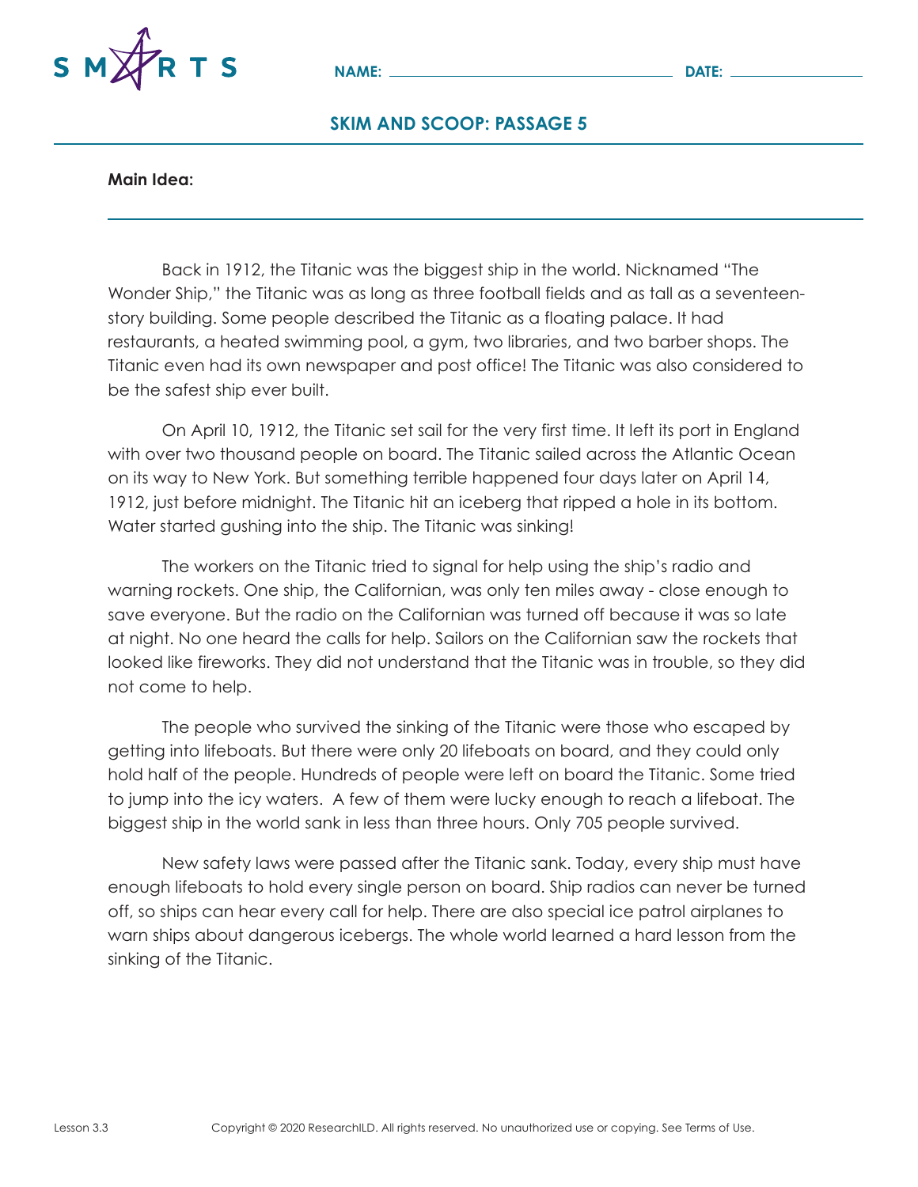NAME: ______________________ DATE: __________

## SKIM AND SCOOP: PASSAGE 5

**Main Idea:**

---

Back in 1912, the Titanic was the biggest ship in the world. Nicknamed "The Wonder Ship," the Titanic was as long as three football fields and as tall as a seventeen-story building. Some people described the Titanic as a floating palace. It had restaurants, a heated swimming pool, a gym, two libraries, and two barber shops. The Titanic even had its own newspaper and post office! The Titanic was also considered to be the safest ship ever built.

On April 10, 1912, the Titanic set sail for the very first time. It left its port in England with over two thousand people on board. The Titanic sailed across the Atlantic Ocean on its way to New York. But something terrible happened four days later on April 14, 1912, just before midnight. The Titanic hit an iceberg that ripped a hole in its bottom. Water started gushing into the ship. The Titanic was sinking!

The workers on the Titanic tried to signal for help using the ship's radio and warning rockets. One ship, the Californian, was only ten miles away - close enough to save everyone. But the radio on the Californian was turned off because it was so late at night. No one heard the calls for help. Sailors on the Californian saw the rockets that looked like fireworks. They did not understand that the Titanic was in trouble, so they did not come to help.

The people who survived the sinking of the Titanic were those who escaped by getting into lifeboats. But there were only 20 lifeboats on board, and they could only hold half of the people. Hundreds of people were left on board the Titanic. Some tried to jump into the icy waters. A few of them were lucky enough to reach a lifeboat. The biggest ship in the world sank in less than three hours. Only 705 people survived.

New safety laws were passed after the Titanic sank. Today, every ship must have enough lifeboats to hold every single person on board. Ship radios can never be turned off, so ships can hear every call for help. There are also special ice patrol airplanes to warn ships about dangerous icebergs. The whole world learned a hard lesson from the sinking of the Titanic.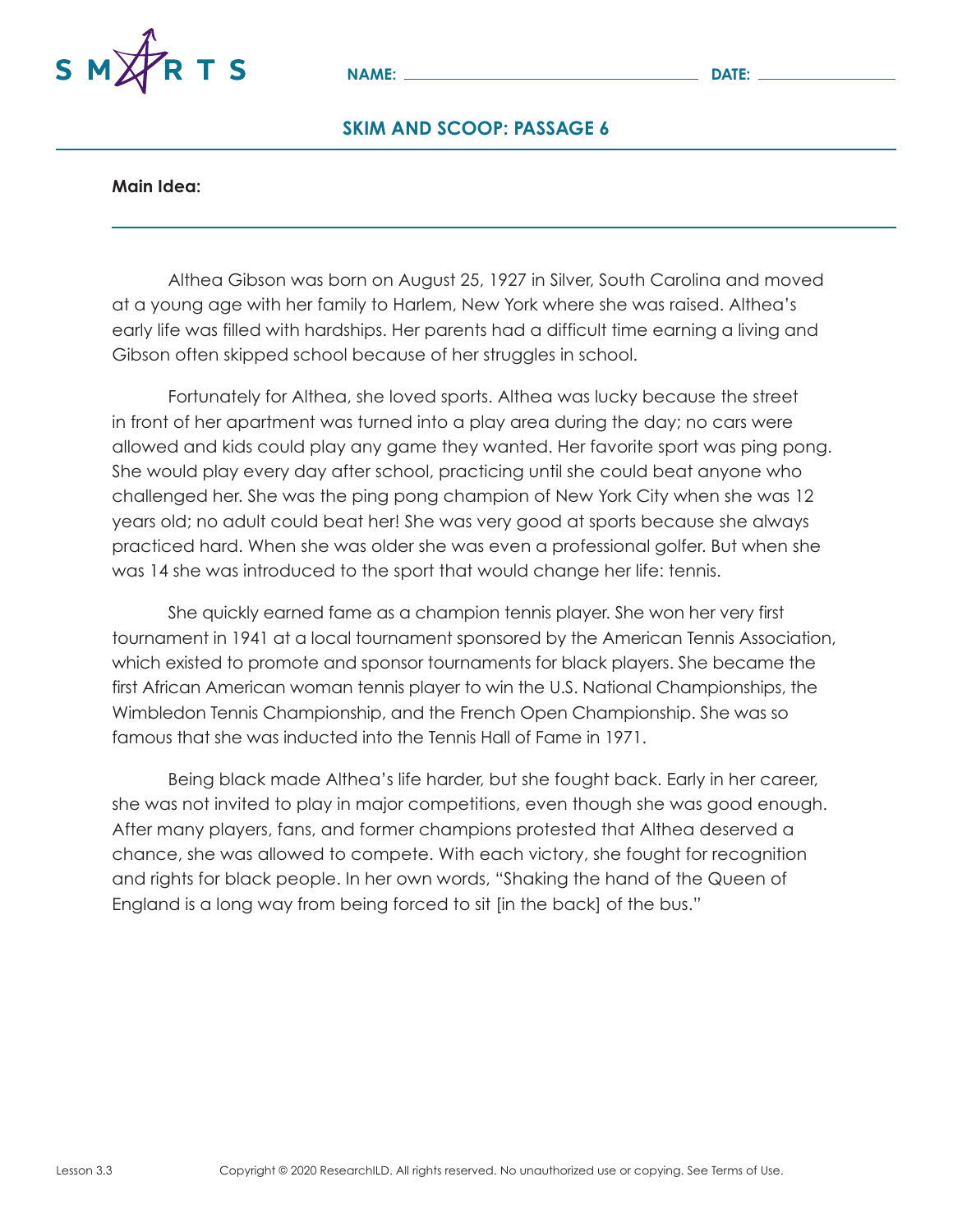NAME: DATE:

## SKIM AND SCOOP: PASSAGE 6

**Main Idea:**

Althea Gibson was born on August 25, 1927 in Silver, South Carolina and moved at a young age with her family to Harlem, New York where she was raised. Althea's early life was filled with hardships. Her parents had a difficult time earning a living and Gibson often skipped school because of her struggles in school.

Fortunately for Althea, she loved sports. Althea was lucky because the street in front of her apartment was turned into a play area during the day; no cars were allowed and kids could play any game they wanted. Her favorite sport was ping pong. She would play every day after school, practicing until she could beat anyone who challenged her. She was the ping pong champion of New York City when she was 12 years old; no adult could beat her! She was very good at sports because she always practiced hard. When she was older she was even a professional golfer. But when she was 14 she was introduced to the sport that would change her life: tennis.

She quickly earned fame as a champion tennis player. She won her very first tournament in 1941 at a local tournament sponsored by the American Tennis Association, which existed to promote and sponsor tournaments for black players. She became the first African American woman tennis player to win the U.S. National Championships, the Wimbledon Tennis Championship, and the French Open Championship. She was so famous that she was inducted into the Tennis Hall of Fame in 1971.

Being black made Althea's life harder, but she fought back. Early in her career, she was not invited to play in major competitions, even though she was good enough. After many players, fans, and former champions protested that Althea deserved a chance, she was allowed to compete. With each victory, she fought for recognition and rights for black people. In her own words, "Shaking the hand of the Queen of England is a long way from being forced to sit [in the back] of the bus."